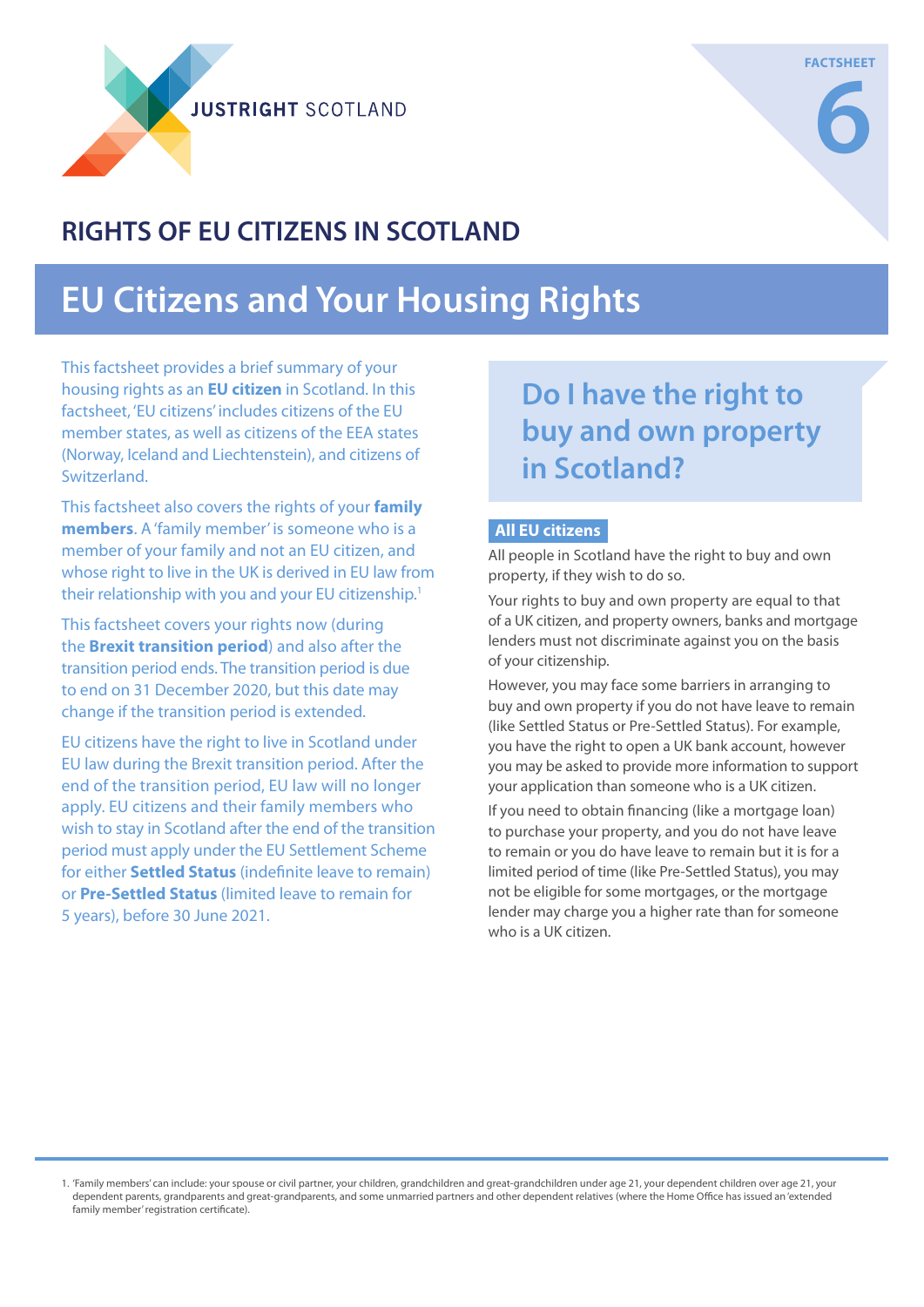JUSTRIGHT SCOTLAND

FACTSHEET 6

## RIGHTS OF EU CITIZENS IN SCOTLAND

# EU Citizens and Your Housing Rights

This factsheet provides a brief summary of your housing rights as an **EU citizen** in Scotland. In this factsheet, 'EU citizens' includes citizens of the EU member states, as well as citizens of the EEA states (Norway, Iceland and Liechtenstein), and citizens of Switzerland.

This factsheet also covers the rights of your **family members**. A 'family member' is someone who is a member of your family and not an EU citizen, and whose right to live in the UK is derived in EU law from their relationship with you and your EU citizenship.[1]

This factsheet covers your rights now (during the **Brexit transition period**) and also after the transition period ends. The transition period is due to end on 31 December 2020, but this date may change if the transition period is extended.

EU citizens have the right to live in Scotland under EU law during the Brexit transition period. After the end of the transition period, EU law will no longer apply. EU citizens and their family members who wish to stay in Scotland after the end of the transition period must apply under the EU Settlement Scheme for either **Settled Status** (indefinite leave to remain) or **Pre-Settled Status** (limited leave to remain for 5 years), before 30 June 2021.

## Do I have the right to buy and own property in Scotland?

### All EU citizens

All people in Scotland have the right to buy and own property, if they wish to do so.

Your rights to buy and own property are equal to that of a UK citizen, and property owners, banks and mortgage lenders must not discriminate against you on the basis of your citizenship.

However, you may face some barriers in arranging to buy and own property if you do not have leave to remain (like Settled Status or Pre-Settled Status). For example, you have the right to open a UK bank account, however you may be asked to provide more information to support your application than someone who is a UK citizen.

If you need to obtain financing (like a mortgage loan) to purchase your property, and you do not have leave to remain or you do have leave to remain but it is for a limited period of time (like Pre-Settled Status), you may not be eligible for some mortgages, or the mortgage lender may charge you a higher rate than for someone who is a UK citizen.

---

1. 'Family members' can include: your spouse or civil partner, your children, grandchildren and great-grandchildren under age 21, your dependent children over age 21, your dependent parents, grandparents and great-grandparents, and some unmarried partners and other dependent relatives (where the Home Office has issued an 'extended family member' registration certificate).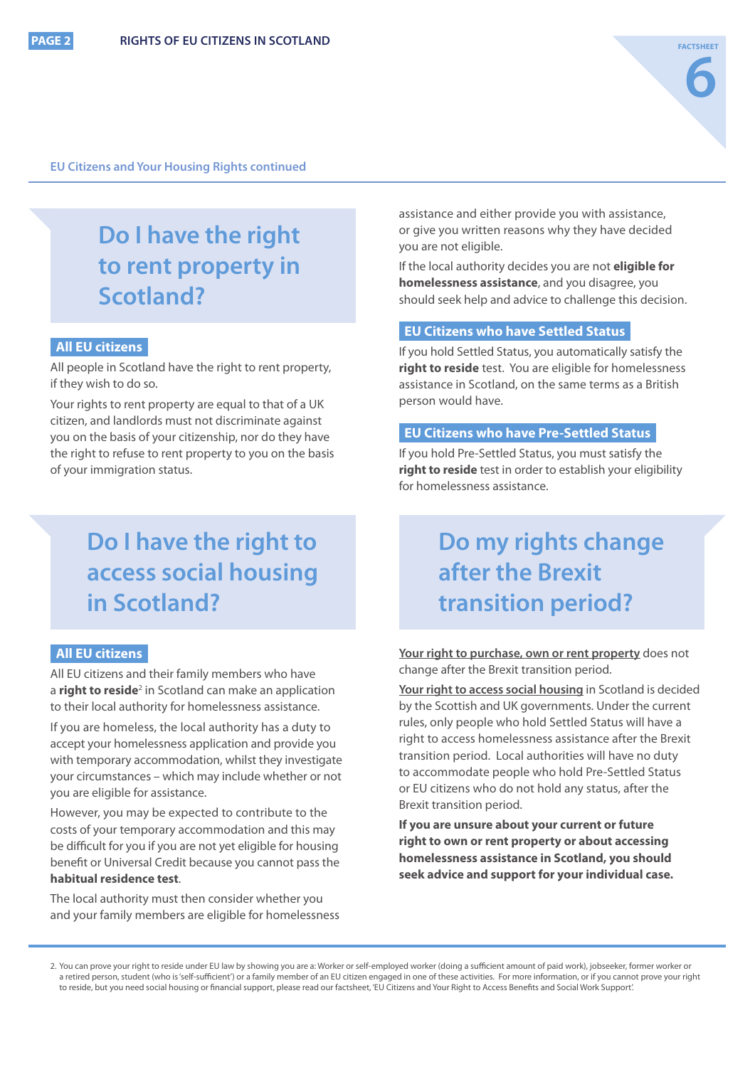EU Citizens and Your Housing Rights continued

## Do I have the right to rent property in Scotland?

### All EU citizens

All people in Scotland have the right to rent property, if they wish to do so.

Your rights to rent property are equal to that of a UK citizen, and landlords must not discriminate against you on the basis of your citizenship, nor do they have the right to refuse to rent property to you on the basis of your immigration status.

## Do I have the right to access social housing in Scotland?

### All EU citizens

All EU citizens and their family members who have a **right to reside**[2] in Scotland can make an application to their local authority for homelessness assistance.

If you are homeless, the local authority has a duty to accept your homelessness application and provide you with temporary accommodation, whilst they investigate your circumstances – which may include whether or not you are eligible for assistance.

However, you may be expected to contribute to the costs of your temporary accommodation and this may be difficult for you if you are not yet eligible for housing benefit or Universal Credit because you cannot pass the **habitual residence test**.

The local authority must then consider whether you and your family members are eligible for homelessness assistance and either provide you with assistance, or give you written reasons why they have decided you are not eligible.

If the local authority decides you are not **eligible for homelessness assistance**, and you disagree, you should seek help and advice to challenge this decision.

### EU Citizens who have Settled Status

If you hold Settled Status, you automatically satisfy the **right to reside** test. You are eligible for homelessness assistance in Scotland, on the same terms as a British person would have.

### EU Citizens who have Pre-Settled Status

If you hold Pre-Settled Status, you must satisfy the **right to reside** test in order to establish your eligibility for homelessness assistance.

## Do my rights change after the Brexit transition period?

Your right to purchase, own or rent property does not change after the Brexit transition period.

Your right to access social housing in Scotland is decided by the Scottish and UK governments. Under the current rules, only people who hold Settled Status will have a right to access homelessness assistance after the Brexit transition period. Local authorities will have no duty to accommodate people who hold Pre-Settled Status or EU citizens who do not hold any status, after the Brexit transition period.

**If you are unsure about your current or future right to own or rent property or about accessing homelessness assistance in Scotland, you should seek advice and support for your individual case.**

---

2. You can prove your right to reside under EU law by showing you are a: Worker or self-employed worker (doing a sufficient amount of paid work), jobseeker, former worker or a retired person, student (who is 'self-sufficient') or a family member of an EU citizen engaged in one of these activities. For more information, or if you cannot prove your right to reside, but you need social housing or financial support, please read our factsheet, 'EU Citizens and Your Right to Access Benefits and Social Work Support'.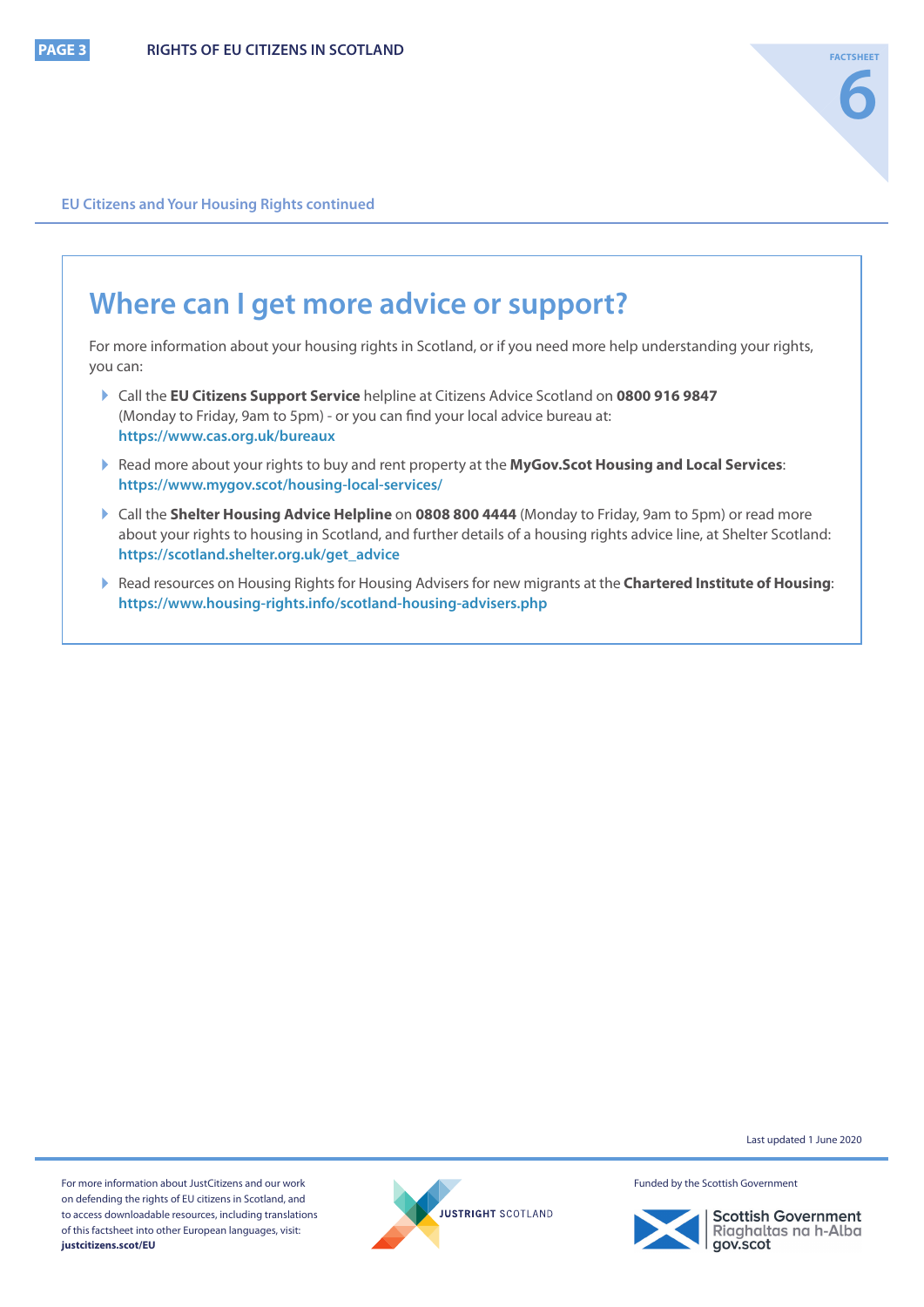EU Citizens and Your Housing Rights continued

## Where can I get more advice or support?

For more information about your housing rights in Scotland, or if you need more help understanding your rights, you can:

- Call the **EU Citizens Support Service** helpline at Citizens Advice Scotland on **0800 916 9847** (Monday to Friday, 9am to 5pm) - or you can find your local advice bureau at: **https://www.cas.org.uk/bureaux**
- Read more about your rights to buy and rent property at the **MyGov.Scot Housing and Local Services**: **https://www.mygov.scot/housing-local-services/**
- Call the **Shelter Housing Advice Helpline** on **0808 800 4444** (Monday to Friday, 9am to 5pm) or read more about your rights to housing in Scotland, and further details of a housing rights advice line, at Shelter Scotland: **https://scotland.shelter.org.uk/get_advice**
- Read resources on Housing Rights for Housing Advisers for new migrants at the **Chartered Institute of Housing**: **https://www.housing-rights.info/scotland-housing-advisers.php**

Last updated 1 June 2020

For more information about JustCitizens and our work on defending the rights of EU citizens in Scotland, and to access downloadable resources, including translations of this factsheet into other European languages, visit: **justcitizens.scot/EU**

JUSTRIGHT SCOTLAND

Funded by the Scottish Government

Scottish Government
Riaghaltas na h-Alba
gov.scot